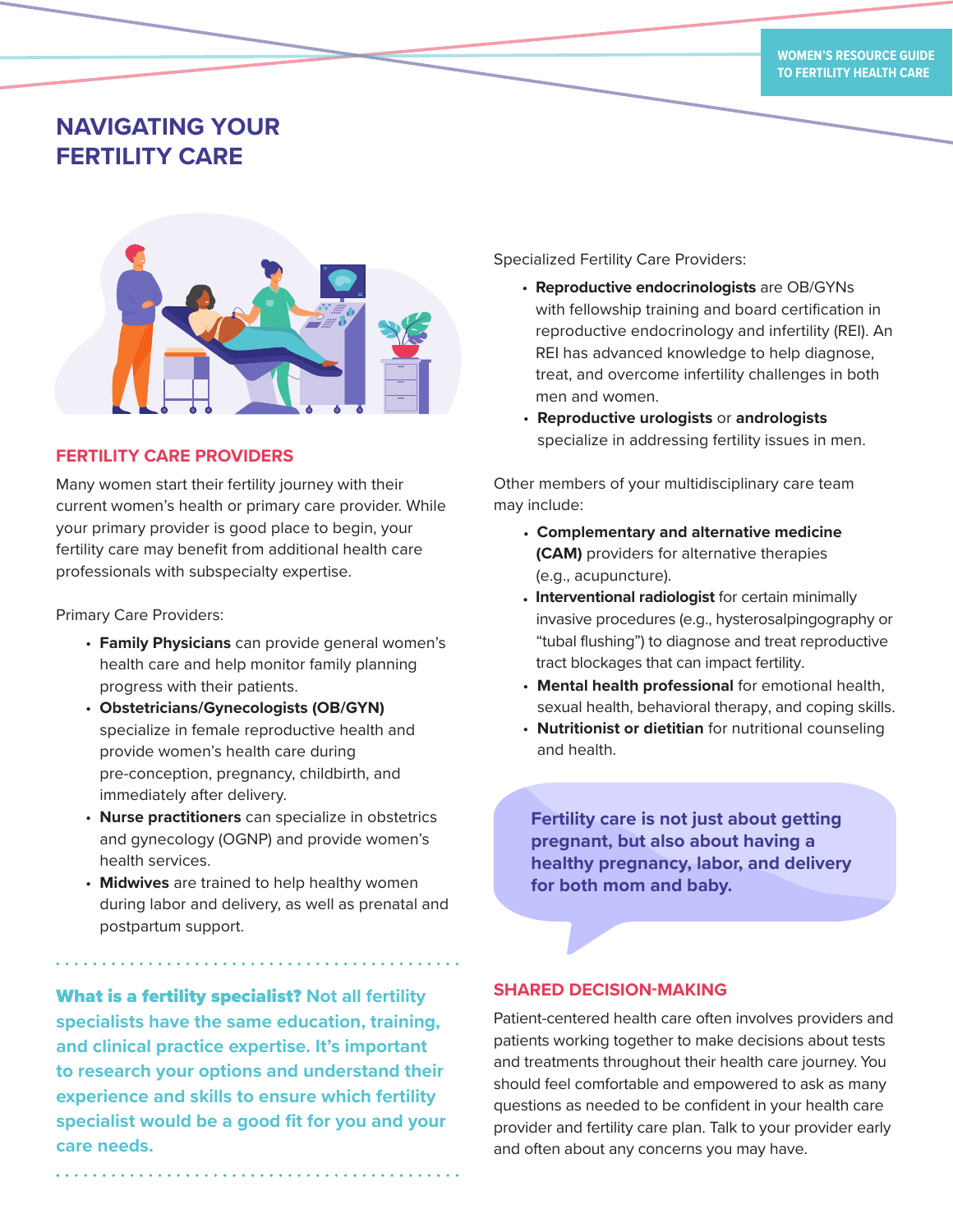# NAVIGATING YOUR FERTILITY CARE

## FERTILITY CARE PROVIDERS

Many women start their fertility journey with their current women's health or primary care provider. While your primary provider is good place to begin, your fertility care may benefit from additional health care professionals with subspecialty expertise.

Primary Care Providers:

- **Family Physicians** can provide general women's health care and help monitor family planning progress with their patients.
- **Obstetricians/Gynecologists (OB/GYN)** specialize in female reproductive health and provide women's health care during pre-conception, pregnancy, childbirth, and immediately after delivery.
- **Nurse practitioners** can specialize in obstetrics and gynecology (OGNP) and provide women's health services.
- **Midwives** are trained to help healthy women during labor and delivery, as well as prenatal and postpartum support.

**What is a fertility specialist?** Not all fertility specialists have the same education, training, and clinical practice expertise. It's important to research your options and understand their experience and skills to ensure which fertility specialist would be a good fit for you and your care needs.

Specialized Fertility Care Providers:

- **Reproductive endocrinologists** are OB/GYNs with fellowship training and board certification in reproductive endocrinology and infertility (REI). An REI has advanced knowledge to help diagnose, treat, and overcome infertility challenges in both men and women.
- **Reproductive urologists** or **andrologists** specialize in addressing fertility issues in men.

Other members of your multidisciplinary care team may include:

- **Complementary and alternative medicine (CAM)** providers for alternative therapies (e.g., acupuncture).
- **Interventional radiologist** for certain minimally invasive procedures (e.g., hysterosalpingography or "tubal flushing") to diagnose and treat reproductive tract blockages that can impact fertility.
- **Mental health professional** for emotional health, sexual health, behavioral therapy, and coping skills.
- **Nutritionist or dietitian** for nutritional counseling and health.

**Fertility care is not just about getting pregnant, but also about having a healthy pregnancy, labor, and delivery for both mom and baby.**

## SHARED DECISION-MAKING

Patient-centered health care often involves providers and patients working together to make decisions about tests and treatments throughout their health care journey. You should feel comfortable and empowered to ask as many questions as needed to be confident in your health care provider and fertility care plan. Talk to your provider early and often about any concerns you may have.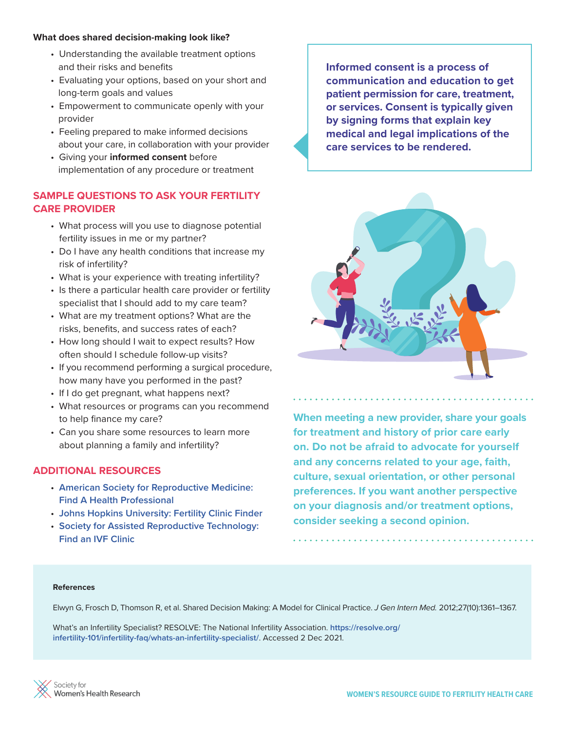**What does shared decision-making look like?**

- Understanding the available treatment options and their risks and benefits
- Evaluating your options, based on your short and long-term goals and values
- Empowerment to communicate openly with your provider
- Feeling prepared to make informed decisions about your care, in collaboration with your provider
- Giving your **informed consent** before implementation of any procedure or treatment

**Informed consent is a process of communication and education to get patient permission for care, treatment, or services. Consent is typically given by signing forms that explain key medical and legal implications of the care services to be rendered.**

## SAMPLE QUESTIONS TO ASK YOUR FERTILITY CARE PROVIDER

- What process will you use to diagnose potential fertility issues in me or my partner?
- Do I have any health conditions that increase my risk of infertility?
- What is your experience with treating infertility?
- Is there a particular health care provider or fertility specialist that I should add to my care team?
- What are my treatment options? What are the risks, benefits, and success rates of each?
- How long should I wait to expect results? How often should I schedule follow-up visits?
- If you recommend performing a surgical procedure, how many have you performed in the past?
- If I do get pregnant, what happens next?
- What resources or programs can you recommend to help finance my care?
- Can you share some resources to learn more about planning a family and infertility?

**When meeting a new provider, share your goals for treatment and history of prior care early on. Do not be afraid to advocate for yourself and any concerns related to your age, faith, culture, sexual orientation, or other personal preferences. If you want another perspective on your diagnosis and/or treatment options, consider seeking a second opinion.**

## ADDITIONAL RESOURCES

- American Society for Reproductive Medicine: Find A Health Professional
- Johns Hopkins University: Fertility Clinic Finder
- Society for Assisted Reproductive Technology: Find an IVF Clinic

**References**

Elwyn G, Frosch D, Thomson R, et al. Shared Decision Making: A Model for Clinical Practice. *J Gen Intern Med.* 2012;27(10):1361–1367.

What's an Infertility Specialist? RESOLVE: The National Infertility Association. https://resolve.org/infertility-101/infertility-faq/whats-an-infertility-specialist/. Accessed 2 Dec 2021.

Society for Women's Health Research

WOMEN'S RESOURCE GUIDE TO FERTILITY HEALTH CARE